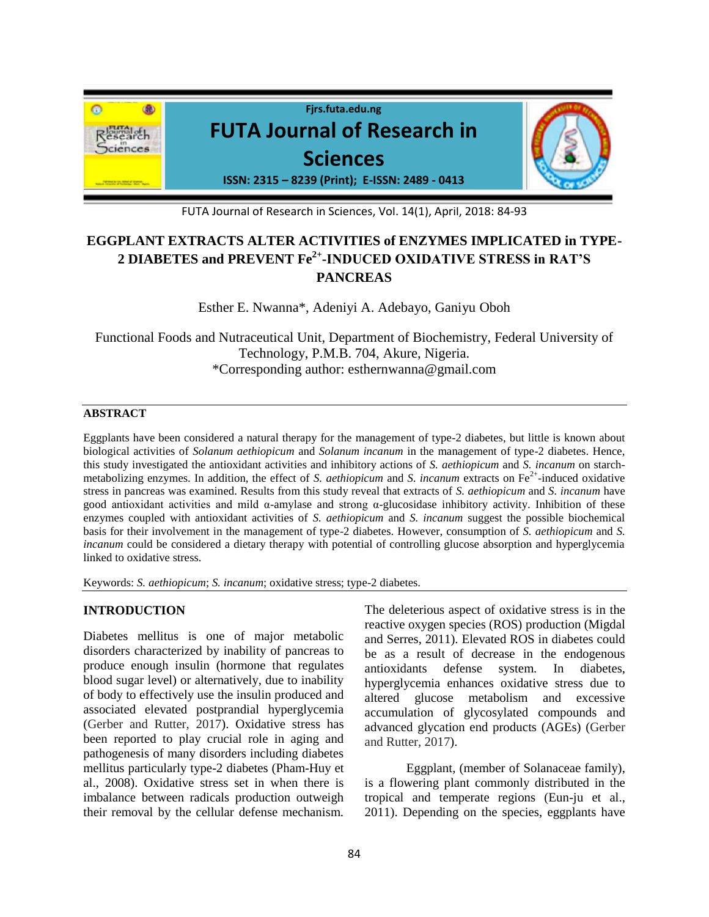# EGGPLANT EXTRACTS ALTER ACTIVITIES of ENZYMES IMPLICATED in TYPE-2 DIABETES and PREVENT $Fe^{2+}$-INDUCED OXIDATIVE STRESS in RAT'S PANCREAS

Esther E. Nwanna*, Adeniyi A. Adebayo, Ganiyu Oboh

Functional Foods and Nutraceutical Unit, Department of Biochemistry, Federal University of Technology, P.M.B. 704, Akure, Nigeria.
*Corresponding author: esthernwanna@gmail.com

## ABSTRACT

Eggplants have been considered a natural therapy for the management of type-2 diabetes, but little is known about biological activities of *Solanum aethiopicum* and *Solanum incanum* in the management of type-2 diabetes. Hence, this study investigated the antioxidant activities and inhibitory actions of *S. aethiopicum* and *S. incanum* on starch-metabolizing enzymes. In addition, the effect of *S. aethiopicum* and *S. incanum* extracts on $Fe^{2+}$-induced oxidative stress in pancreas was examined. Results from this study reveal that extracts of *S. aethiopicum* and *S. incanum* have good antioxidant activities and mild α-amylase and strong α-glucosidase inhibitory activity. Inhibition of these enzymes coupled with antioxidant activities of *S. aethiopicum* and *S. incanum* suggest the possible biochemical basis for their involvement in the management of type-2 diabetes. However, consumption of *S. aethiopicum* and *S. incanum* could be considered a dietary therapy with potential of controlling glucose absorption and hyperglycemia linked to oxidative stress.

Keywords: *S. aethiopicum*; *S. incanum*; oxidative stress; type-2 diabetes.

## INTRODUCTION

Diabetes mellitus is one of major metabolic disorders characterized by inability of pancreas to produce enough insulin (hormone that regulates blood sugar level) or alternatively, due to inability of body to effectively use the insulin produced and associated elevated postprandial hyperglycemia (Gerber and Rutter, 2017). Oxidative stress has been reported to play crucial role in aging and pathogenesis of many disorders including diabetes mellitus particularly type-2 diabetes (Pham-Huy et al., 2008). Oxidative stress set in when there is imbalance between radicals production outweigh their removal by the cellular defense mechanism. The deleterious aspect of oxidative stress is in the reactive oxygen species (ROS) production (Migdal and Serres, 2011). Elevated ROS in diabetes could be as a result of decrease in the endogenous antioxidants defense system. In diabetes, hyperglycemia enhances oxidative stress due to altered glucose metabolism and excessive accumulation of glycosylated compounds and advanced glycation end products (AGEs) (Gerber and Rutter, 2017).

Eggplant, (member of Solanaceae family), is a flowering plant commonly distributed in the tropical and temperate regions (Eun-ju et al., 2011). Depending on the species, eggplants have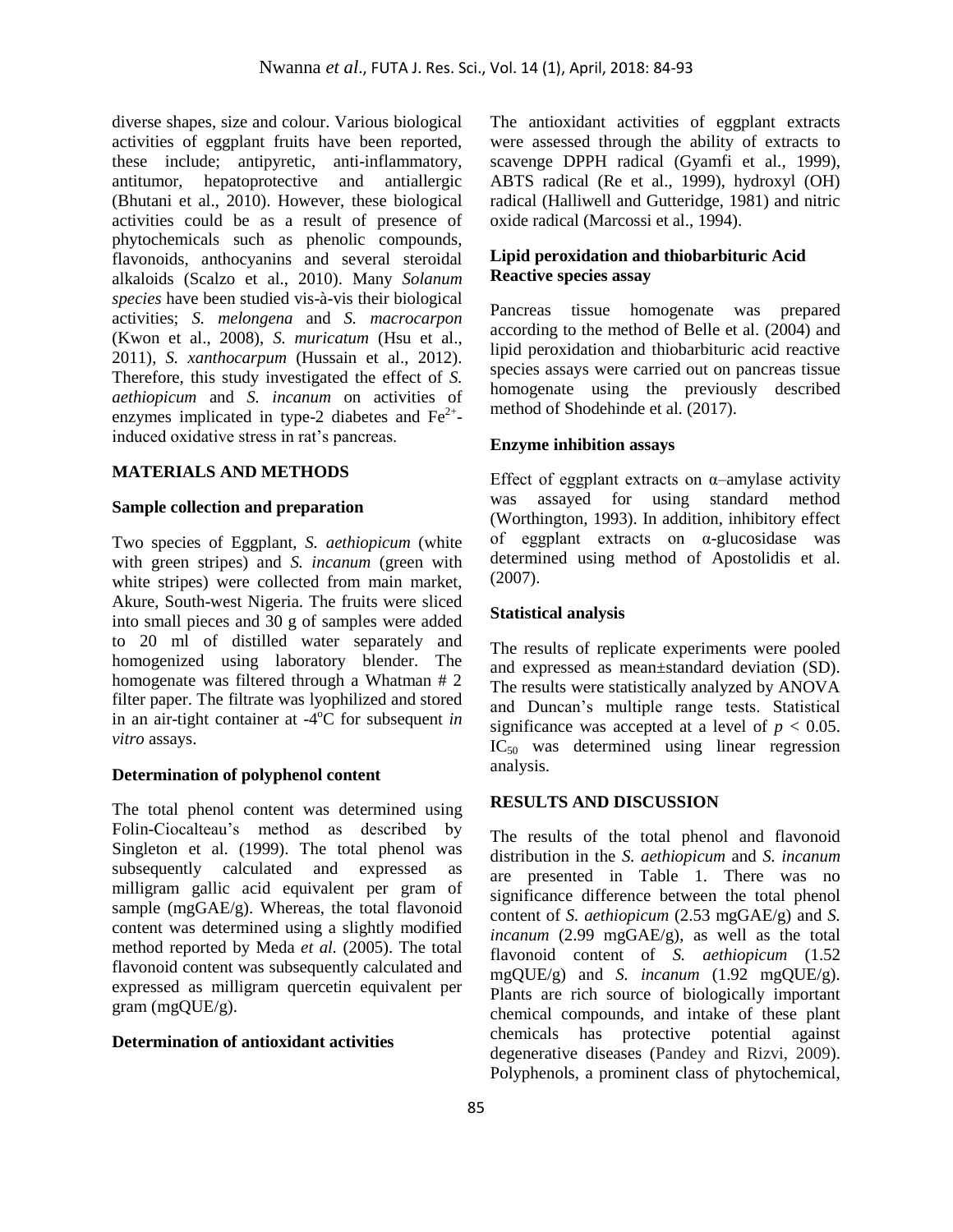diverse shapes, size and colour. Various biological activities of eggplant fruits have been reported, these include; antipyretic, anti-inflammatory, antitumor, hepatoprotective and antiallergic (Bhutani et al., 2010). However, these biological activities could be as a result of presence of phytochemicals such as phenolic compounds, flavonoids, anthocyanins and several steroidal alkaloids (Scalzo et al., 2010). Many *Solanum species* have been studied vis-à-vis their biological activities; *S. melongena* and *S. macrocarpon* (Kwon et al., 2008), *S. muricatum* (Hsu et al., 2011), *S. xanthocarpum* (Hussain et al., 2012). Therefore, this study investigated the effect of *S. aethiopicum* and *S. incanum* on activities of enzymes implicated in type-2 diabetes and $Fe^{2+}$-induced oxidative stress in rat's pancreas.

## MATERIALS AND METHODS

### Sample collection and preparation

Two species of Eggplant, *S. aethiopicum* (white with green stripes) and *S. incanum* (green with white stripes) were collected from main market, Akure, South-west Nigeria. The fruits were sliced into small pieces and 30 g of samples were added to 20 ml of distilled water separately and homogenized using laboratory blender. The homogenate was filtered through a Whatman # 2 filter paper. The filtrate was lyophilized and stored in an air-tight container at -4°C for subsequent *in vitro* assays.

### Determination of polyphenol content

The total phenol content was determined using Folin-Ciocalteau's method as described by Singleton et al. (1999). The total phenol was subsequently calculated and expressed as milligram gallic acid equivalent per gram of sample (mgGAE/g). Whereas, the total flavonoid content was determined using a slightly modified method reported by Meda *et al.* (2005). The total flavonoid content was subsequently calculated and expressed as milligram quercetin equivalent per gram (mgQUE/g).

### Determination of antioxidant activities

The antioxidant activities of eggplant extracts were assessed through the ability of extracts to scavenge DPPH radical (Gyamfi et al., 1999), ABTS radical (Re et al., 1999), hydroxyl (OH) radical (Halliwell and Gutteridge, 1981) and nitric oxide radical (Marcossi et al., 1994).

### Lipid peroxidation and thiobarbituric Acid Reactive species assay

Pancreas tissue homogenate was prepared according to the method of Belle et al. (2004) and lipid peroxidation and thiobarbituric acid reactive species assays were carried out on pancreas tissue homogenate using the previously described method of Shodehinde et al. (2017).

### Enzyme inhibition assays

Effect of eggplant extracts on α–amylase activity was assayed for using standard method (Worthington, 1993). In addition, inhibitory effect of eggplant extracts on α-glucosidase was determined using method of Apostolidis et al. (2007).

### Statistical analysis

The results of replicate experiments were pooled and expressed as mean±standard deviation (SD). The results were statistically analyzed by ANOVA and Duncan's multiple range tests. Statistical significance was accepted at a level of $p < 0.05$. $IC_{50}$ was determined using linear regression analysis.

## RESULTS AND DISCUSSION

The results of the total phenol and flavonoid distribution in the *S. aethiopicum* and *S. incanum* are presented in Table 1. There was no significance difference between the total phenol content of *S. aethiopicum* (2.53 mgGAE/g) and *S. incanum* (2.99 mgGAE/g), as well as the total flavonoid content of *S. aethiopicum* (1.52 mgQUE/g) and *S. incanum* (1.92 mgQUE/g). Plants are rich source of biologically important chemical compounds, and intake of these plant chemicals has protective potential against degenerative diseases (Pandey and Rizvi, 2009). Polyphenols, a prominent class of phytochemical,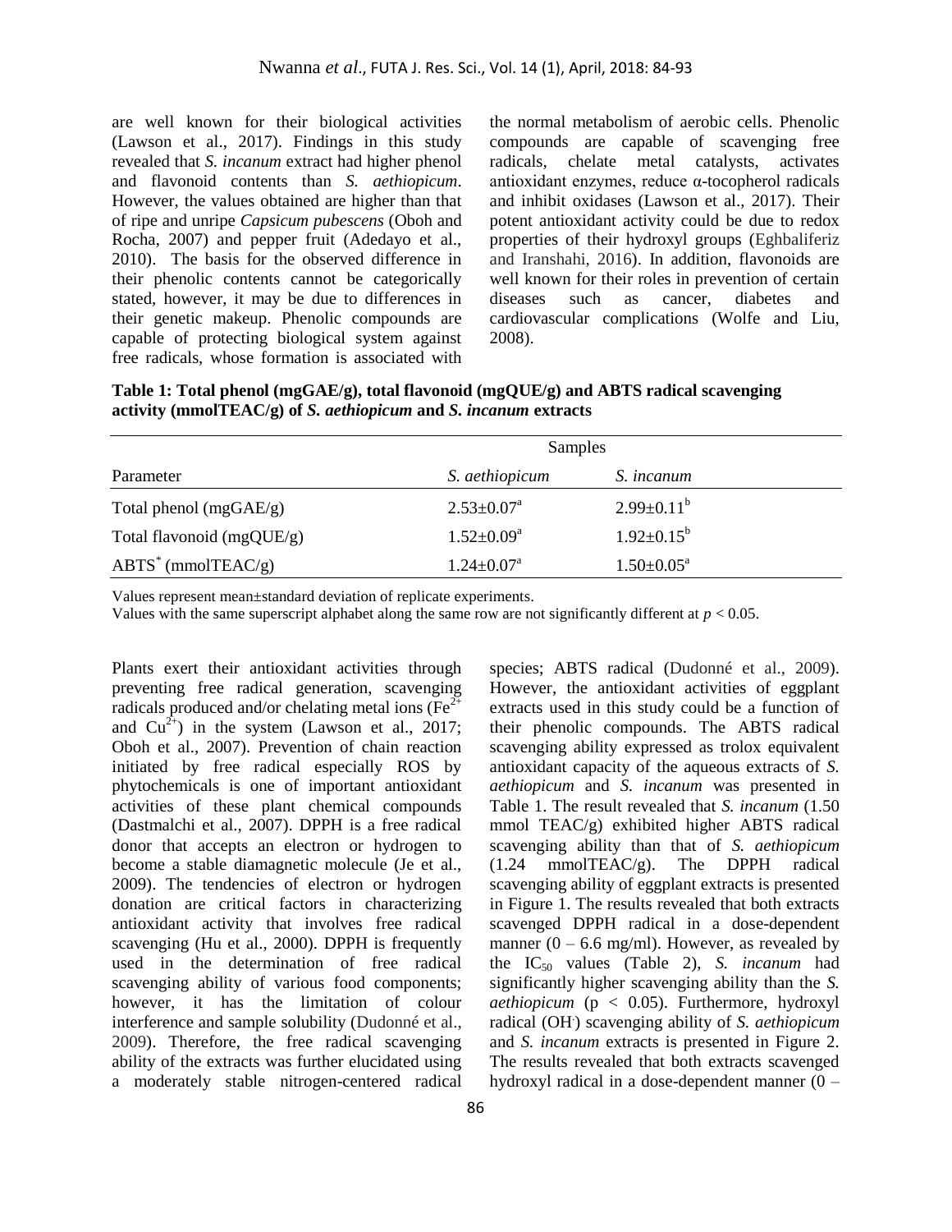are well known for their biological activities (Lawson et al., 2017). Findings in this study revealed that *S. incanum* extract had higher phenol and flavonoid contents than *S. aethiopicum*. However, the values obtained are higher than that of ripe and unripe *Capsicum pubescens* (Oboh and Rocha, 2007) and pepper fruit (Adedayo et al., 2010). The basis for the observed difference in their phenolic contents cannot be categorically stated, however, it may be due to differences in their genetic makeup. Phenolic compounds are capable of protecting biological system against free radicals, whose formation is associated with the normal metabolism of aerobic cells. Phenolic compounds are capable of scavenging free radicals, chelate metal catalysts, activates antioxidant enzymes, reduce α-tocopherol radicals and inhibit oxidases (Lawson et al., 2017). Their potent antioxidant activity could be due to redox properties of their hydroxyl groups (Eghbaliferiz and Iranshahi, 2016). In addition, flavonoids are well known for their roles in prevention of certain diseases such as cancer, diabetes and cardiovascular complications (Wolfe and Liu, 2008).

**Table 1: Total phenol (mgGAE/g), total flavonoid (mgQUE/g) and ABTS radical scavenging activity (mmolTEAC/g) of *S. aethiopicum* and *S. incanum* extracts**

| | Samples | |
|---|---|---|
| Parameter | *S. aethiopicum* | *S. incanum* |
| Total phenol (mgGAE/g) | $2.53 \pm 0.07^{a}$ | $2.99 \pm 0.11^{b}$ |
| Total flavonoid (mgQUE/g) | $1.52 \pm 0.09^{a}$ | $1.92 \pm 0.15^{b}$ |
| ABTS* (mmolTEAC/g) | $1.24 \pm 0.07^{a}$ | $1.50 \pm 0.05^{a}$ |

Values represent mean±standard deviation of replicate experiments.
Values with the same superscript alphabet along the same row are not significantly different at $p < 0.05$.

Plants exert their antioxidant activities through preventing free radical generation, scavenging radicals produced and/or chelating metal ions ($Fe^{2+}$ and $Cu^{2+}$) in the system (Lawson et al., 2017; Oboh et al., 2007). Prevention of chain reaction initiated by free radical especially ROS by phytochemicals is one of important antioxidant activities of these plant chemical compounds (Dastmalchi et al., 2007). DPPH is a free radical donor that accepts an electron or hydrogen to become a stable diamagnetic molecule (Je et al., 2009). The tendencies of electron or hydrogen donation are critical factors in characterizing antioxidant activity that involves free radical scavenging (Hu et al., 2000). DPPH is frequently used in the determination of free radical scavenging ability of various food components; however, it has the limitation of colour interference and sample solubility (Dudonné et al., 2009). Therefore, the free radical scavenging ability of the extracts was further elucidated using a moderately stable nitrogen-centered radical species; ABTS radical (Dudonné et al., 2009). However, the antioxidant activities of eggplant extracts used in this study could be a function of their phenolic compounds. The ABTS radical scavenging ability expressed as trolox equivalent antioxidant capacity of the aqueous extracts of *S. aethiopicum* and *S. incanum* was presented in Table 1. The result revealed that *S. incanum* (1.50 mmol TEAC/g) exhibited higher ABTS radical scavenging ability than that of *S. aethiopicum* (1.24 mmolTEAC/g). The DPPH radical scavenging ability of eggplant extracts is presented in Figure 1. The results revealed that both extracts scavenged DPPH radical in a dose-dependent manner (0 – 6.6 mg/ml). However, as revealed by the $IC_{50}$ values (Table 2), *S. incanum* had significantly higher scavenging ability than the *S. aethiopicum* ($p < 0.05$). Furthermore, hydroxyl radical ($OH^{.}$) scavenging ability of *S. aethiopicum* and *S. incanum* extracts is presented in Figure 2. The results revealed that both extracts scavenged hydroxyl radical in a dose-dependent manner (0 –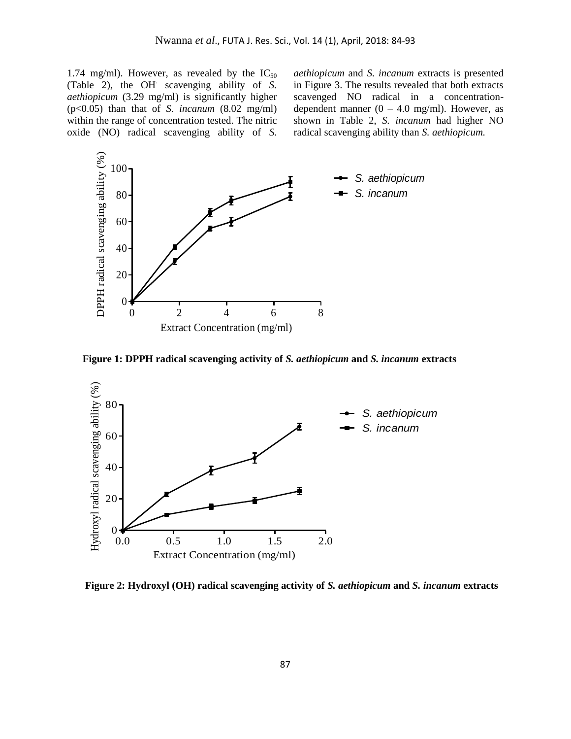1.74 mg/ml). However, as revealed by the $IC_{50}$ (Table 2), the $OH^{\cdot}$ scavenging ability of *S. aethiopicum* (3.29 mg/ml) is significantly higher ($p<0.05$) than that of *S. incanum* (8.02 mg/ml) within the range of concentration tested. The nitric oxide (NO) radical scavenging ability of *S. aethiopicum* and *S. incanum* extracts is presented in Figure 3. The results revealed that both extracts scavenged NO radical in a concentration-dependent manner (0 – 4.0 mg/ml). However, as shown in Table 2, *S. incanum* had higher NO radical scavenging ability than *S. aethiopicum.*

**Figure 1: DPPH radical scavenging activity of *S. aethiopicum* and *S. incanum* extracts**

**Figure 2: Hydroxyl (OH) radical scavenging activity of *S. aethiopicum* and *S. incanum* extracts**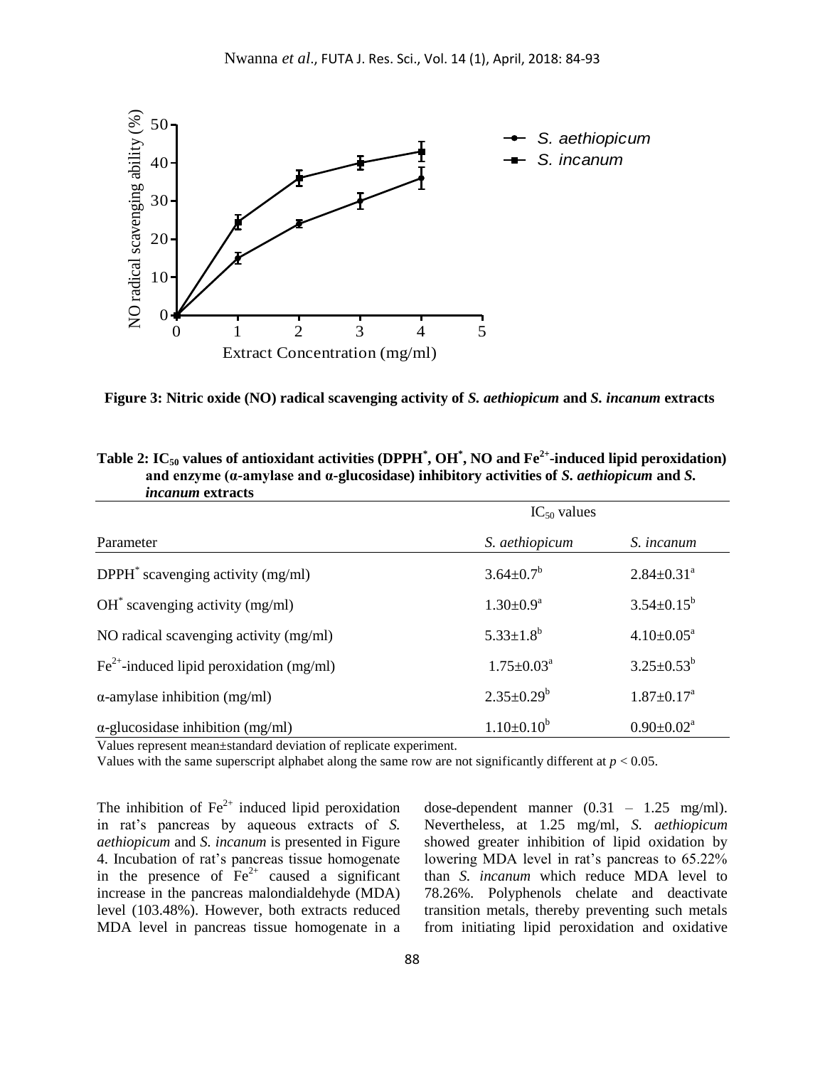**Figure 3: Nitric oxide (NO) radical scavenging activity of *S. aethiopicum* and *S. incanum* extracts**

**Table 2: $IC_{50}$ values of antioxidant activities (DPPH*, OH*, NO and $Fe^{2+}$-induced lipid peroxidation) and enzyme (α-amylase and α-glucosidase) inhibitory activities of *S. aethiopicum* and *S. incanum* extracts**

| | $IC_{50}$ values | |
|---|---|---|
| Parameter | *S. aethiopicum* | *S. incanum* |
| DPPH* scavenging activity (mg/ml) | $3.64\pm0.7^{b}$ | $2.84\pm0.31^{a}$ |
| OH* scavenging activity (mg/ml) | $1.30\pm0.9^{a}$ | $3.54\pm0.15^{b}$ |
| NO radical scavenging activity (mg/ml) | $5.33\pm1.8^{b}$ | $4.10\pm0.05^{a}$ |
| $Fe^{2+}$-induced lipid peroxidation (mg/ml) | $1.75\pm0.03^{a}$ | $3.25\pm0.53^{b}$ |
| α-amylase inhibition (mg/ml) | $2.35\pm0.29^{b}$ | $1.87\pm0.17^{a}$ |
| α-glucosidase inhibition (mg/ml) | $1.10\pm0.10^{b}$ | $0.90\pm0.02^{a}$ |

Values represent mean±standard deviation of replicate experiment.

Values with the same superscript alphabet along the same row are not significantly different at $p < 0.05$.

The inhibition of $Fe^{2+}$ induced lipid peroxidation in rat's pancreas by aqueous extracts of *S. aethiopicum* and *S. incanum* is presented in Figure 4. Incubation of rat's pancreas tissue homogenate in the presence of $Fe^{2+}$ caused a significant increase in the pancreas malondialdehyde (MDA) level (103.48%). However, both extracts reduced MDA level in pancreas tissue homogenate in a dose-dependent manner (0.31 – 1.25 mg/ml). Nevertheless, at 1.25 mg/ml, *S. aethiopicum* showed greater inhibition of lipid oxidation by lowering MDA level in rat's pancreas to 65.22% than *S. incanum* which reduce MDA level to 78.26%. Polyphenols chelate and deactivate transition metals, thereby preventing such metals from initiating lipid peroxidation and oxidative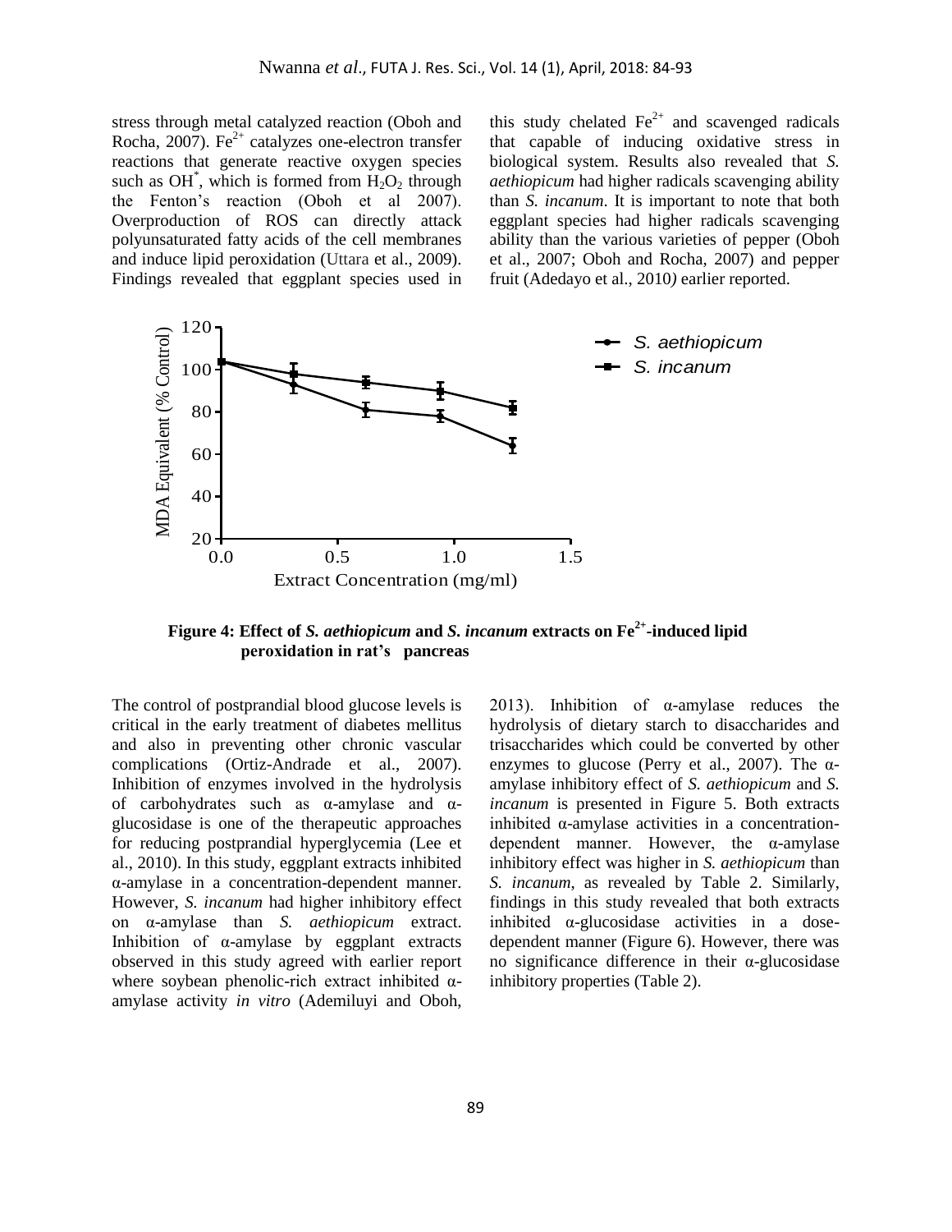stress through metal catalyzed reaction (Oboh and Rocha, 2007). $Fe^{2+}$ catalyzes one-electron transfer reactions that generate reactive oxygen species such as $OH^*$, which is formed from $H_2O_2$ through the Fenton's reaction (Oboh et al 2007). Overproduction of ROS can directly attack polyunsaturated fatty acids of the cell membranes and induce lipid peroxidation (Uttara et al., 2009). Findings revealed that eggplant species used in this study chelated $Fe^{2+}$ and scavenged radicals that capable of inducing oxidative stress in biological system. Results also revealed that *S. aethiopicum* had higher radicals scavenging ability than *S. incanum*. It is important to note that both eggplant species had higher radicals scavenging ability than the various varieties of pepper (Oboh et al., 2007; Oboh and Rocha, 2007) and pepper fruit (Adedayo et al., 2010*)* earlier reported.

**Figure 4: Effect of *S. aethiopicum* and *S. incanum* extracts on $Fe^{2+}$-induced lipid peroxidation in rat's pancreas**

The control of postprandial blood glucose levels is critical in the early treatment of diabetes mellitus and also in preventing other chronic vascular complications (Ortiz-Andrade et al., 2007). Inhibition of enzymes involved in the hydrolysis of carbohydrates such as α-amylase and α-glucosidase is one of the therapeutic approaches for reducing postprandial hyperglycemia (Lee et al., 2010). In this study, eggplant extracts inhibited α-amylase in a concentration-dependent manner. However, *S. incanum* had higher inhibitory effect on α-amylase than *S. aethiopicum* extract. Inhibition of α-amylase by eggplant extracts observed in this study agreed with earlier report where soybean phenolic-rich extract inhibited α-amylase activity *in vitro* (Ademiluyi and Oboh, 2013). Inhibition of α-amylase reduces the hydrolysis of dietary starch to disaccharides and trisaccharides which could be converted by other enzymes to glucose (Perry et al., 2007). The α-amylase inhibitory effect of *S. aethiopicum* and *S. incanum* is presented in Figure 5. Both extracts inhibited α-amylase activities in a concentration-dependent manner. However, the α-amylase inhibitory effect was higher in *S. aethiopicum* than *S. incanum*, as revealed by Table 2. Similarly, findings in this study revealed that both extracts inhibited α-glucosidase activities in a dose-dependent manner (Figure 6). However, there was no significance difference in their α-glucosidase inhibitory properties (Table 2).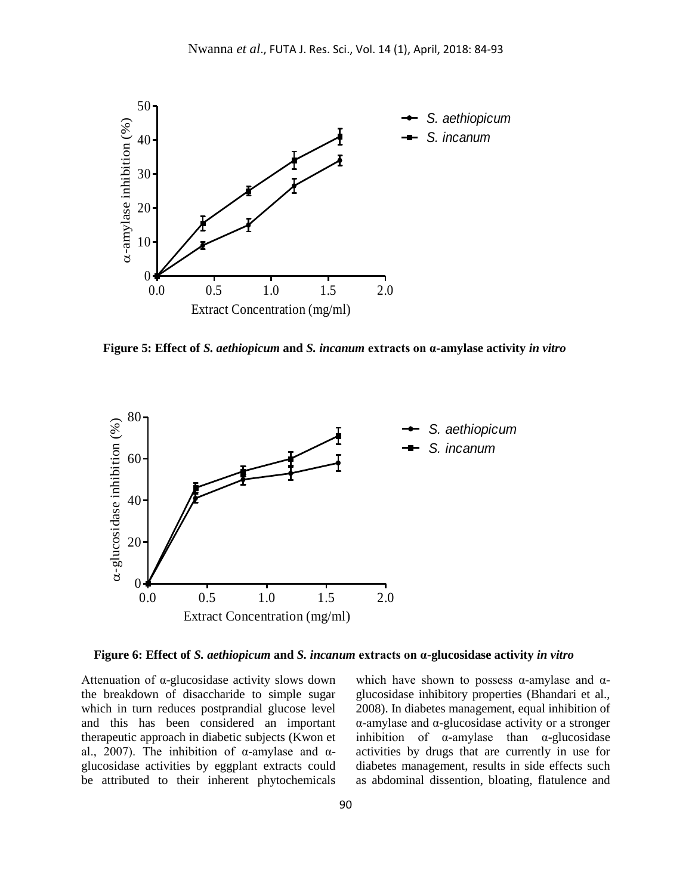**Figure 5: Effect of *S. aethiopicum* and *S. incanum* extracts on α-amylase activity *in vitro***

**Figure 6: Effect of *S. aethiopicum* and *S. incanum* extracts on α-glucosidase activity *in vitro***

Attenuation of α-glucosidase activity slows down the breakdown of disaccharide to simple sugar which in turn reduces postprandial glucose level and this has been considered an important therapeutic approach in diabetic subjects (Kwon et al., 2007). The inhibition of α-amylase and α-glucosidase activities by eggplant extracts could be attributed to their inherent phytochemicals which have shown to possess α-amylase and α-glucosidase inhibitory properties (Bhandari et al., 2008). In diabetes management, equal inhibition of α-amylase and α-glucosidase activity or a stronger inhibition of α-amylase than α-glucosidase activities by drugs that are currently in use for diabetes management, results in side effects such as abdominal dissention, bloating, flatulence and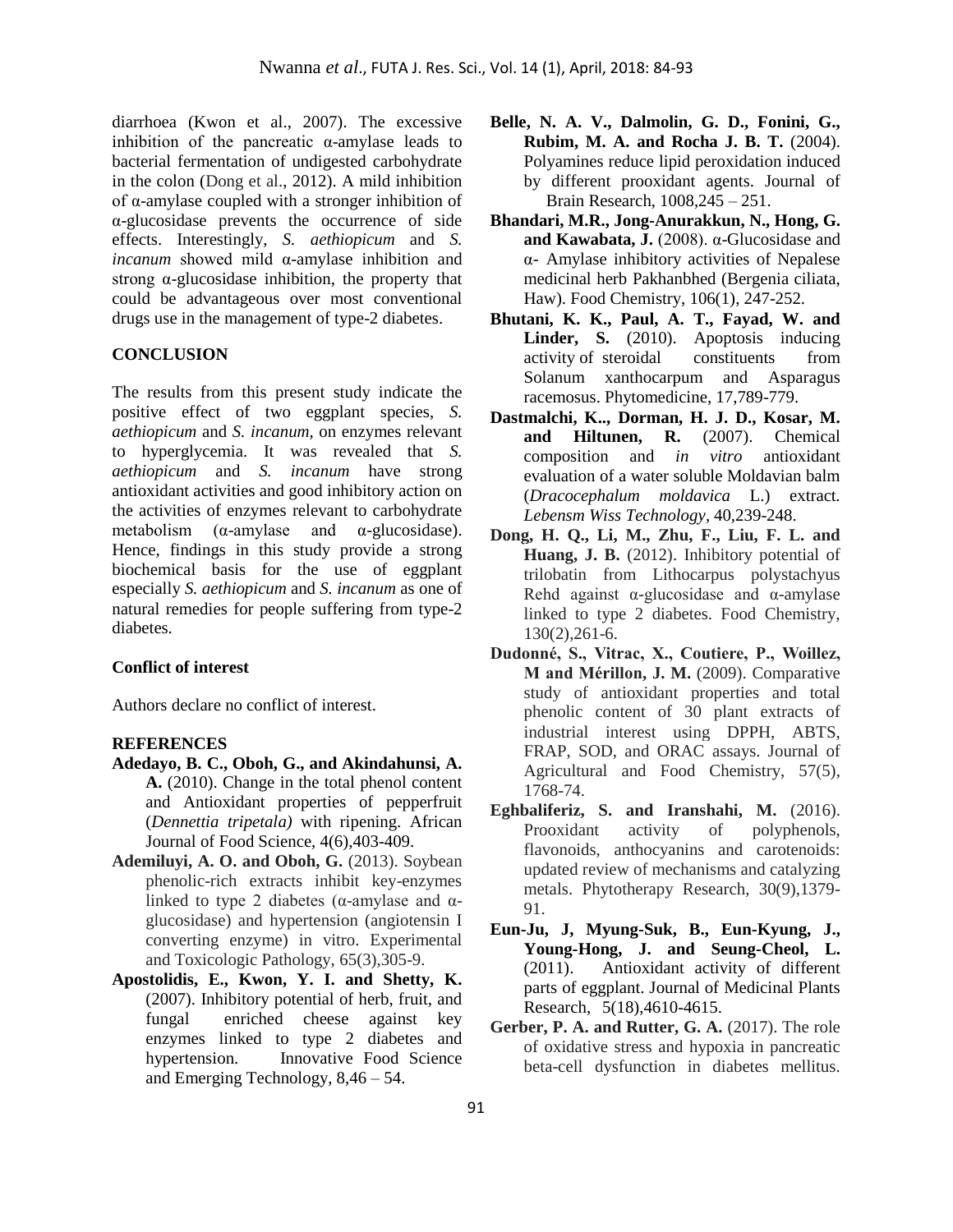diarrhoea (Kwon et al., 2007). The excessive inhibition of the pancreatic α-amylase leads to bacterial fermentation of undigested carbohydrate in the colon (Dong et al., 2012). A mild inhibition of α-amylase coupled with a stronger inhibition of α-glucosidase prevents the occurrence of side effects. Interestingly, *S. aethiopicum* and *S. incanum* showed mild α-amylase inhibition and strong α-glucosidase inhibition, the property that could be advantageous over most conventional drugs use in the management of type-2 diabetes.

## CONCLUSION

The results from this present study indicate the positive effect of two eggplant species, *S. aethiopicum* and *S. incanum*, on enzymes relevant to hyperglycemia. It was revealed that *S. aethiopicum* and *S. incanum* have strong antioxidant activities and good inhibitory action on the activities of enzymes relevant to carbohydrate metabolism (α-amylase and α-glucosidase). Hence, findings in this study provide a strong biochemical basis for the use of eggplant especially *S. aethiopicum* and *S. incanum* as one of natural remedies for people suffering from type-2 diabetes.

### Conflict of interest

Authors declare no conflict of interest.

## REFERENCES

**Adedayo, B. C., Oboh, G., and Akindahunsi, A. A.** (2010). Change in the total phenol content and Antioxidant properties of pepperfruit (*Dennettia tripetala)* with ripening. African Journal of Food Science, 4(6),403-409.

**Ademiluyi, A. O. and Oboh, G.** (2013). Soybean phenolic-rich extracts inhibit key-enzymes linked to type 2 diabetes (α-amylase and α-glucosidase) and hypertension (angiotensin I converting enzyme) in vitro. Experimental and Toxicologic Pathology, 65(3),305-9.

**Apostolidis, E., Kwon, Y. I. and Shetty, K.** (2007). Inhibitory potential of herb, fruit, and fungal enriched cheese against key enzymes linked to type 2 diabetes and hypertension. Innovative Food Science and Emerging Technology, 8,46 – 54.

**Belle, N. A. V., Dalmolin, G. D., Fonini, G., Rubim, M. A. and Rocha J. B. T.** (2004). Polyamines reduce lipid peroxidation induced by different prooxidant agents. Journal of Brain Research, 1008,245 – 251.

**Bhandari, M.R., Jong-Anurakkun, N., Hong, G. and Kawabata, J.** (2008). α-Glucosidase and α- Amylase inhibitory activities of Nepalese medicinal herb Pakhanbhed (Bergenia ciliata, Haw). Food Chemistry, 106(1), 247-252.

**Bhutani, K. K., Paul, A. T., Fayad, W. and Linder, S.** (2010). Apoptosis inducing activity of steroidal constituents from Solanum xanthocarpum and Asparagus racemosus. Phytomedicine, 17,789-779.

**Dastmalchi, K.., Dorman, H. J. D., Kosar, M. and Hiltunen, R.** (2007). Chemical composition and *in vitro* antioxidant evaluation of a water soluble Moldavian balm (*Dracocephalum moldavica* L.) extract. *Lebensm Wiss Technology*, 40,239-248.

**Dong, H. Q., Li, M., Zhu, F., Liu, F. L. and Huang, J. B.** (2012). Inhibitory potential of trilobatin from Lithocarpus polystachyus Rehd against α-glucosidase and α-amylase linked to type 2 diabetes. Food Chemistry, 130(2),261-6.

**Dudonné, S., Vitrac, X., Coutiere, P., Woillez, M and Mérillon, J. M.** (2009). Comparative study of antioxidant properties and total phenolic content of 30 plant extracts of industrial interest using DPPH, ABTS, FRAP, SOD, and ORAC assays. Journal of Agricultural and Food Chemistry, 57(5), 1768-74.

**Eghbaliferiz, S. and Iranshahi, M.** (2016). Prooxidant activity of polyphenols, flavonoids, anthocyanins and carotenoids: updated review of mechanisms and catalyzing metals. Phytotherapy Research, 30(9),1379-91.

**Eun-Ju, J, Myung-Suk, B., Eun-Kyung, J., Young-Hong, J. and Seung-Cheol, L.** (2011). Antioxidant activity of different parts of eggplant. Journal of Medicinal Plants Research, 5(18),4610-4615.

**Gerber, P. A. and Rutter, G. A.** (2017). The role of oxidative stress and hypoxia in pancreatic beta-cell dysfunction in diabetes mellitus.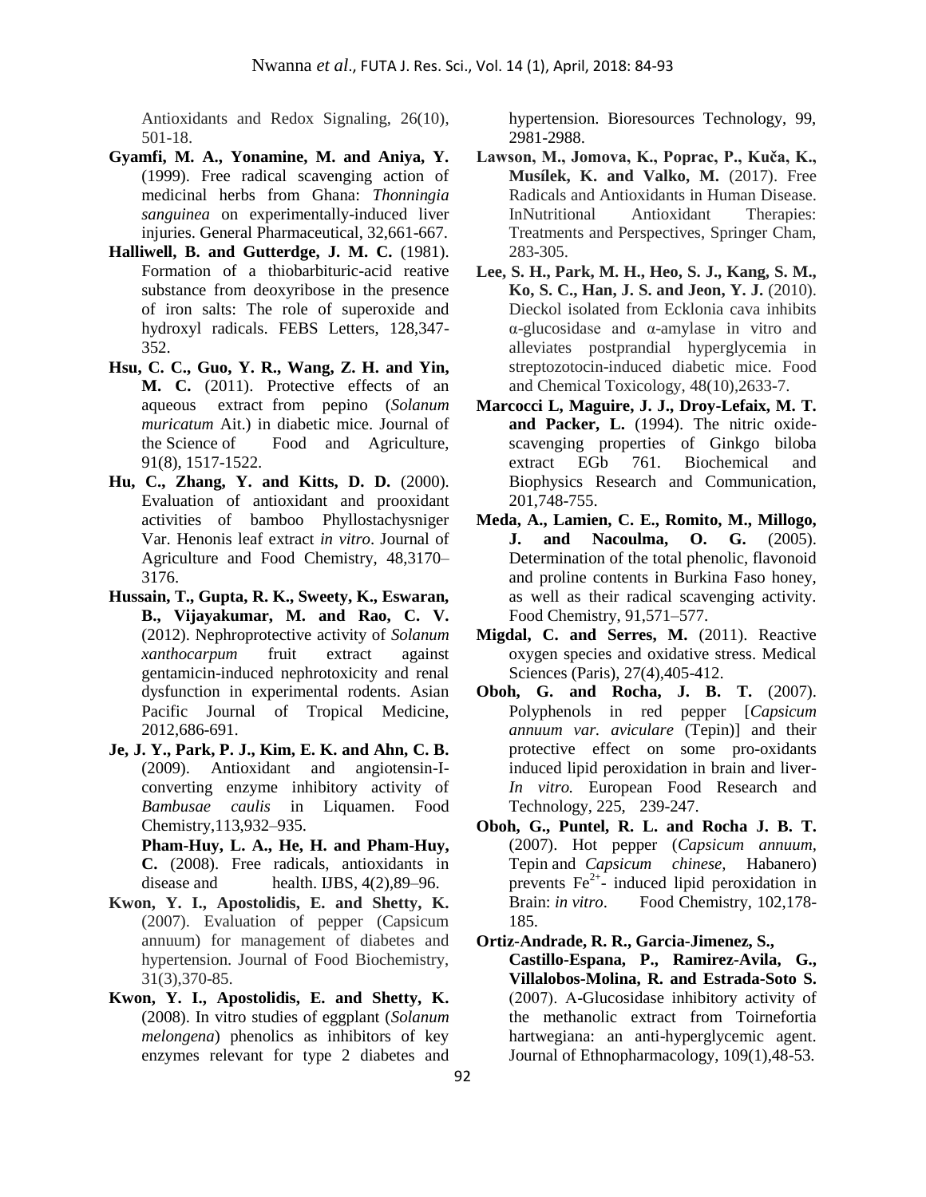Antioxidants and Redox Signaling, 26(10), 501-18.

**Gyamfi, M. A., Yonamine, M. and Aniya, Y.** (1999). Free radical scavenging action of medicinal herbs from Ghana: *Thonningia sanguinea* on experimentally-induced liver injuries. General Pharmaceutical, 32,661-667.

**Halliwell, B. and Gutterdge, J. M. C.** (1981). Formation of a thiobarbituric-acid reative substance from deoxyribose in the presence of iron salts: The role of superoxide and hydroxyl radicals. FEBS Letters, 128,347-352.

**Hsu, C. C., Guo, Y. R., Wang, Z. H. and Yin, M. C.** (2011). Protective effects of an aqueous extract from pepino (*Solanum muricatum* Ait.) in diabetic mice. Journal of the Science of Food and Agriculture, 91(8), 1517-1522.

**Hu, C., Zhang, Y. and Kitts, D. D.** (2000). Evaluation of antioxidant and prooxidant activities of bamboo Phyllostachysniger Var. Henonis leaf extract *in vitro*. Journal of Agriculture and Food Chemistry, 48,3170–3176.

**Hussain, T., Gupta, R. K., Sweety, K., Eswaran, B., Vijayakumar, M. and Rao, C. V.** (2012). Nephroprotective activity of *Solanum xanthocarpum* fruit extract against gentamicin-induced nephrotoxicity and renal dysfunction in experimental rodents. Asian Pacific Journal of Tropical Medicine, 2012,686-691.

**Je, J. Y., Park, P. J., Kim, E. K. and Ahn, C. B.** (2009). Antioxidant and angiotensin-I-converting enzyme inhibitory activity of *Bambusae caulis* in Liquamen. Food Chemistry,113,932–935.

**Pham-Huy, L. A., He, H. and Pham-Huy, C.** (2008). Free radicals, antioxidants in disease and health. IJBS, 4(2),89–96.

**Kwon, Y. I., Apostolidis, E. and Shetty, K.** (2007). Evaluation of pepper (Capsicum annuum) for management of diabetes and hypertension. Journal of Food Biochemistry, 31(3),370-85.

**Kwon, Y. I., Apostolidis, E. and Shetty, K.** (2008). In vitro studies of eggplant (*Solanum melongena*) phenolics as inhibitors of key enzymes relevant for type 2 diabetes and hypertension. Bioresources Technology, 99, 2981-2988.

**Lawson, M., Jomova, K., Poprac, P., Kuča, K., Musílek, K. and Valko, M.** (2017). Free Radicals and Antioxidants in Human Disease. InNutritional Antioxidant Therapies: Treatments and Perspectives, Springer Cham, 283-305.

**Lee, S. H., Park, M. H., Heo, S. J., Kang, S. M., Ko, S. C., Han, J. S. and Jeon, Y. J.** (2010). Dieckol isolated from Ecklonia cava inhibits α-glucosidase and α-amylase in vitro and alleviates postprandial hyperglycemia in streptozotocin-induced diabetic mice. Food and Chemical Toxicology, 48(10),2633-7.

**Marcocci L, Maguire, J. J., Droy-Lefaix, M. T. and Packer, L.** (1994). The nitric oxide-scavenging properties of Ginkgo biloba extract EGb 761. Biochemical and Biophysics Research and Communication, 201,748-755.

**Meda, A., Lamien, C. E., Romito, M., Millogo, J. and Nacoulma, O. G.** (2005). Determination of the total phenolic, flavonoid and proline contents in Burkina Faso honey, as well as their radical scavenging activity. Food Chemistry, 91,571–577.

**Migdal, C. and Serres, M.** (2011). Reactive oxygen species and oxidative stress. Medical Sciences (Paris), 27(4),405-412.

**Oboh, G. and Rocha, J. B. T.** (2007). Polyphenols in red pepper [*Capsicum annuum var. aviculare* (Tepin)] and their protective effect on some pro-oxidants induced lipid peroxidation in brain and liver-*In vitro.* European Food Research and Technology, 225, 239-247.

**Oboh, G., Puntel, R. L. and Rocha J. B. T.** (2007). Hot pepper (*Capsicum annuum*, Tepin and *Capsicum chinese,* Habanero) prevents $Fe^{2+}$- induced lipid peroxidation in Brain: *in vitro*. Food Chemistry, 102,178-185.

**Ortiz-Andrade, R. R., Garcia-Jimenez, S., Castillo-Espana, P., Ramirez-Avila, G., Villalobos-Molina, R. and Estrada-Soto S.** (2007). A-Glucosidase inhibitory activity of the methanolic extract from Toirnefortia hartwegiana: an anti-hyperglycemic agent. Journal of Ethnopharmacology, 109(1),48-53.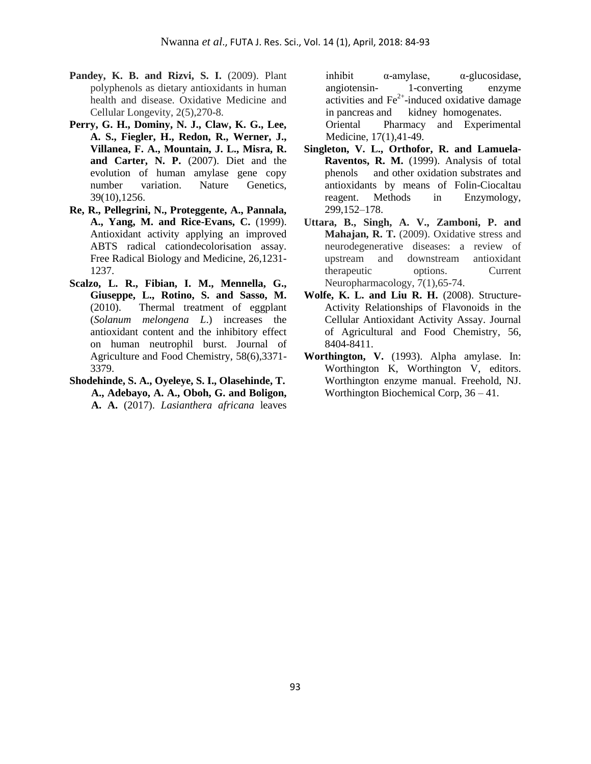**Pandey, K. B. and Rizvi, S. I.** (2009). Plant polyphenols as dietary antioxidants in human health and disease. Oxidative Medicine and Cellular Longevity, 2(5),270-8.

**Perry, G. H., Dominy, N. J., Claw, K. G., Lee, A. S., Fiegler, H., Redon, R., Werner, J., Villanea, F. A., Mountain, J. L., Misra, R. and Carter, N. P.** (2007). Diet and the evolution of human amylase gene copy number variation. Nature Genetics, 39(10),1256.

**Re, R., Pellegrini, N., Proteggente, A., Pannala, A., Yang, M. and Rice-Evans, C.** (1999). Antioxidant activity applying an improved ABTS radical cationdecolorisation assay. Free Radical Biology and Medicine, 26,1231-1237.

**Scalzo, L. R., Fibian, I. M., Mennella, G., Giuseppe, L., Rotino, S. and Sasso, M.** (2010). Thermal treatment of eggplant (*Solanum melongena L*.) increases the antioxidant content and the inhibitory effect on human neutrophil burst. Journal of Agriculture and Food Chemistry, 58(6),3371-3379.

**Shodehinde, S. A., Oyeleye, S. I., Olasehinde, T. A., Adebayo, A. A., Oboh, G. and Boligon, A. A.** (2017). *Lasianthera africana* leaves inhibit α-amylase, α-glucosidase, angiotensin- 1-converting enzyme activities and $Fe^{2+}$-induced oxidative damage in pancreas and kidney homogenates. Oriental Pharmacy and Experimental Medicine, 17(1),41-49.

**Singleton, V. L., Orthofor, R. and Lamuela-Raventos, R. M.** (1999). Analysis of total phenols and other oxidation substrates and antioxidants by means of Folin-Ciocaltau reagent. Methods in Enzymology, 299,152–178.

**Uttara, B., Singh, A. V., Zamboni, P. and Mahajan, R. T.** (2009). Oxidative stress and neurodegenerative diseases: a review of upstream and downstream antioxidant therapeutic options. Current Neuropharmacology, 7(1),65-74.

**Wolfe, K. L. and Liu R. H.** (2008). Structure-Activity Relationships of Flavonoids in the Cellular Antioxidant Activity Assay. Journal of Agricultural and Food Chemistry, 56, 8404-8411.

**Worthington, V.** (1993). Alpha amylase. In: Worthington K, Worthington V, editors. Worthington enzyme manual. Freehold, NJ. Worthington Biochemical Corp, 36 – 41.